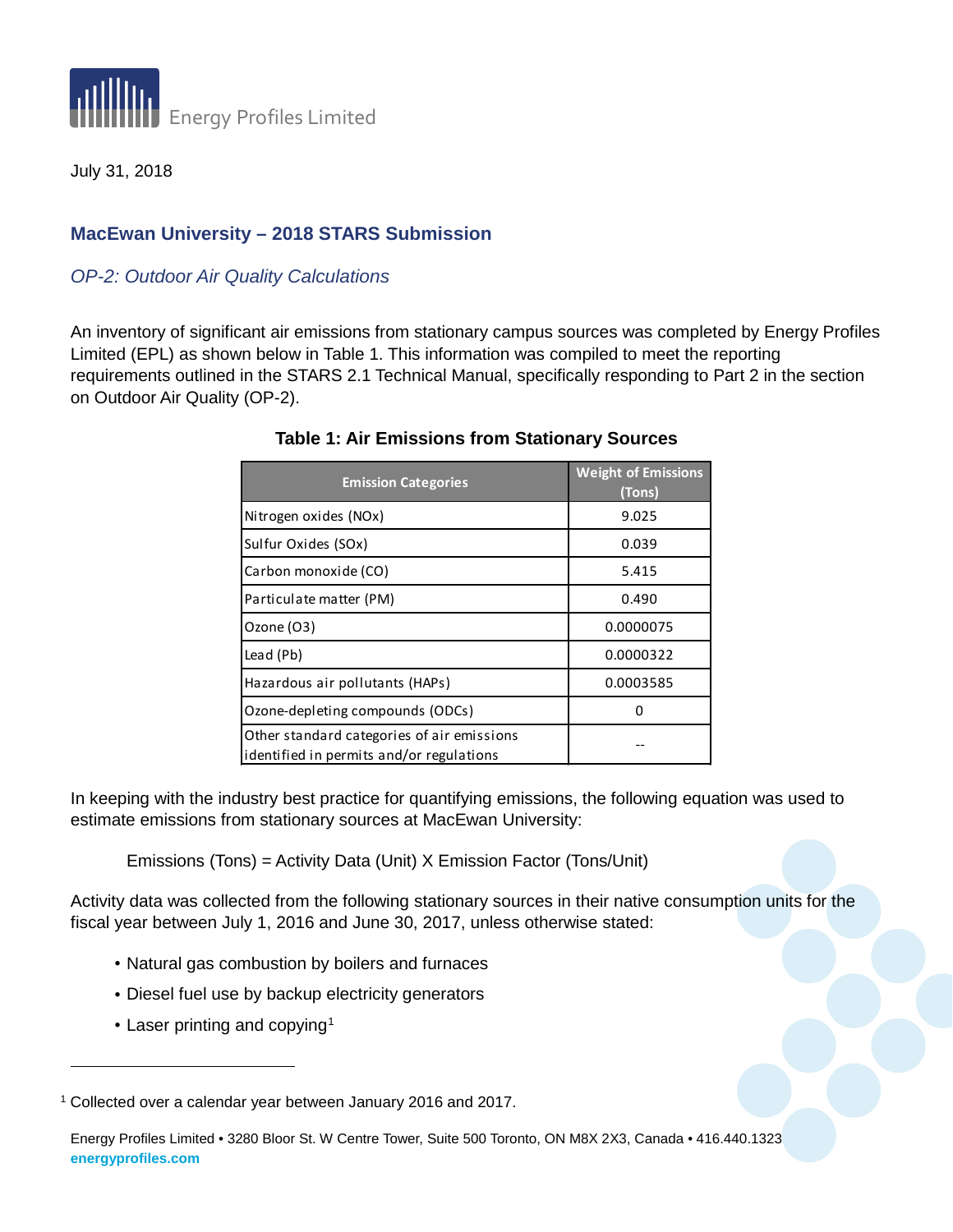Energy Profiles Limited

July 31, 2018

## MacEwan University – 2018 STARS Submission

### *OP-2: Outdoor Air Quality Calculations*

An inventory of significant air emissions from stationary campus sources was completed by Energy Profiles Limited (EPL) as shown below in Table 1. This information was compiled to meet the reporting requirements outlined in the STARS 2.1 Technical Manual, specifically responding to Part 2 in the section on Outdoor Air Quality (OP-2).

**Table 1: Air Emissions from Stationary Sources**

| Emission Categories | Weight of Emissions (Tons) |
|---|---|
| Nitrogen oxides (NOx) | 9.025 |
| Sulfur Oxides (SOx) | 0.039 |
| Carbon monoxide (CO) | 5.415 |
| Particulate matter (PM) | 0.490 |
| Ozone (O3) | 0.0000075 |
| Lead (Pb) | 0.0000322 |
| Hazardous air pollutants (HAPs) | 0.0003585 |
| Ozone-depleting compounds (ODCs) | 0 |
| Other standard categories of air emissions identified in permits and/or regulations | -- |

In keeping with the industry best practice for quantifying emissions, the following equation was used to estimate emissions from stationary sources at MacEwan University:

Emissions (Tons) = Activity Data (Unit) X Emission Factor (Tons/Unit)

Activity data was collected from the following stationary sources in their native consumption units for the fiscal year between July 1, 2016 and June 30, 2017, unless otherwise stated:

- Natural gas combustion by boilers and furnaces
- Diesel fuel use by backup electricity generators
- Laser printing and copying[1]

[1] Collected over a calendar year between January 2016 and 2017.

Energy Profiles Limited • 3280 Bloor St. W Centre Tower, Suite 500 Toronto, ON M8X 2X3, Canada • 416.440.1323
**energyprofiles.com**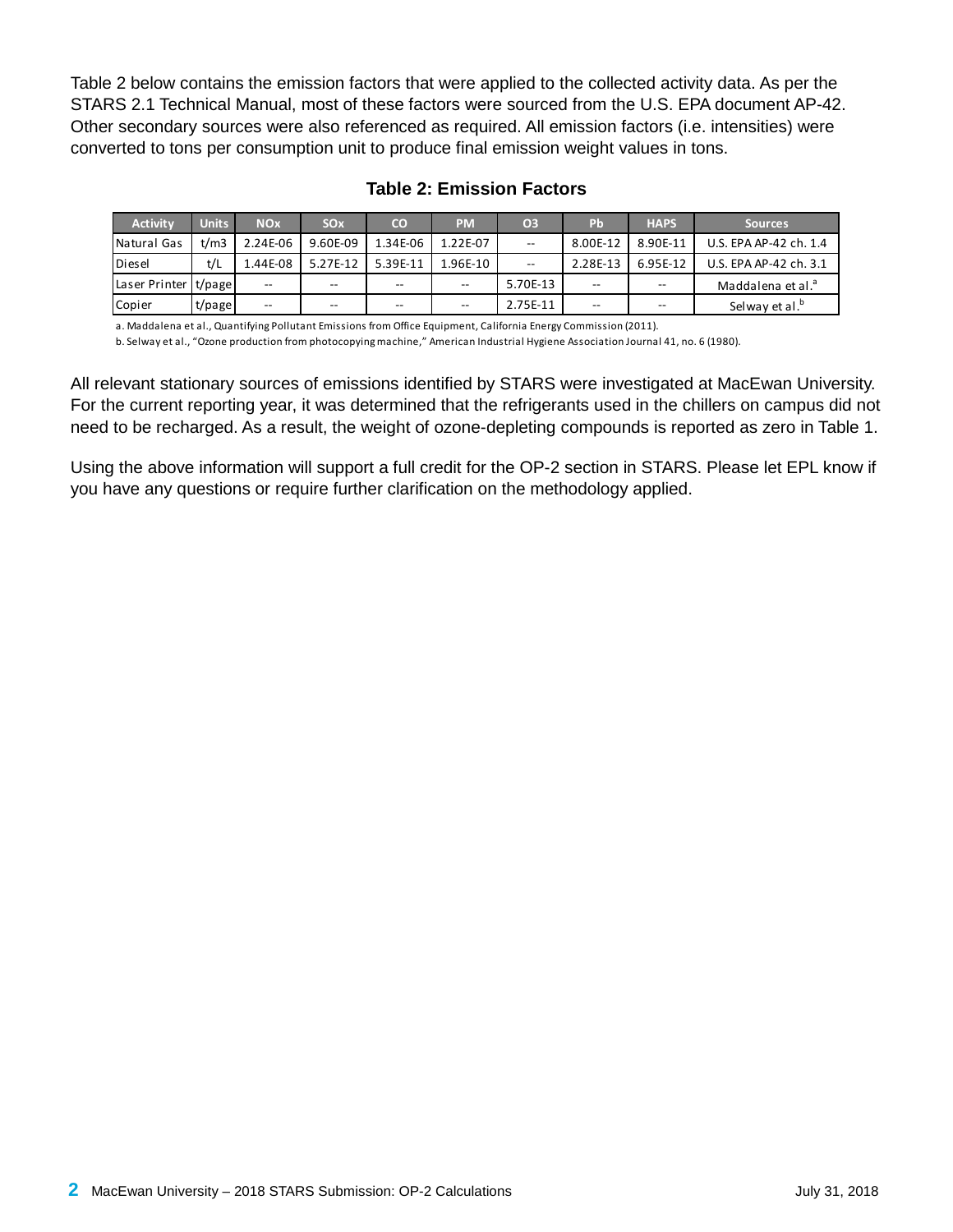Table 2 below contains the emission factors that were applied to the collected activity data. As per the STARS 2.1 Technical Manual, most of these factors were sourced from the U.S. EPA document AP-42. Other secondary sources were also referenced as required. All emission factors (i.e. intensities) were converted to tons per consumption unit to produce final emission weight values in tons.

**Table 2: Emission Factors**

| Activity | Units | NOx | SOx | CO | PM | O3 | Pb | HAPS | Sources |
|---|---|---|---|---|---|---|---|---|---|
| Natural Gas | t/m3 | 2.24E-06 | 9.60E-09 | 1.34E-06 | 1.22E-07 | -- | 8.00E-12 | 8.90E-11 | U.S. EPA AP-42 ch. 1.4 |
| Diesel | t/L | 1.44E-08 | 5.27E-12 | 5.39E-11 | 1.96E-10 | -- | 2.28E-13 | 6.95E-12 | U.S. EPA AP-42 ch. 3.1 |
| Laser Printer | t/page | -- | -- | -- | -- | 5.70E-13 | -- | -- | Maddalena et al.[a] |
| Copier | t/page | -- | -- | -- | -- | 2.75E-11 | -- | -- | Selway et al.[b] |

a. Maddalena et al., Quantifying Pollutant Emissions from Office Equipment, California Energy Commission (2011).

b. Selway et al., "Ozone production from photocopying machine," American Industrial Hygiene Association Journal 41, no. 6 (1980).

All relevant stationary sources of emissions identified by STARS were investigated at MacEwan University. For the current reporting year, it was determined that the refrigerants used in the chillers on campus did not need to be recharged. As a result, the weight of ozone-depleting compounds is reported as zero in Table 1.

Using the above information will support a full credit for the OP-2 section in STARS. Please let EPL know if you have any questions or require further clarification on the methodology applied.